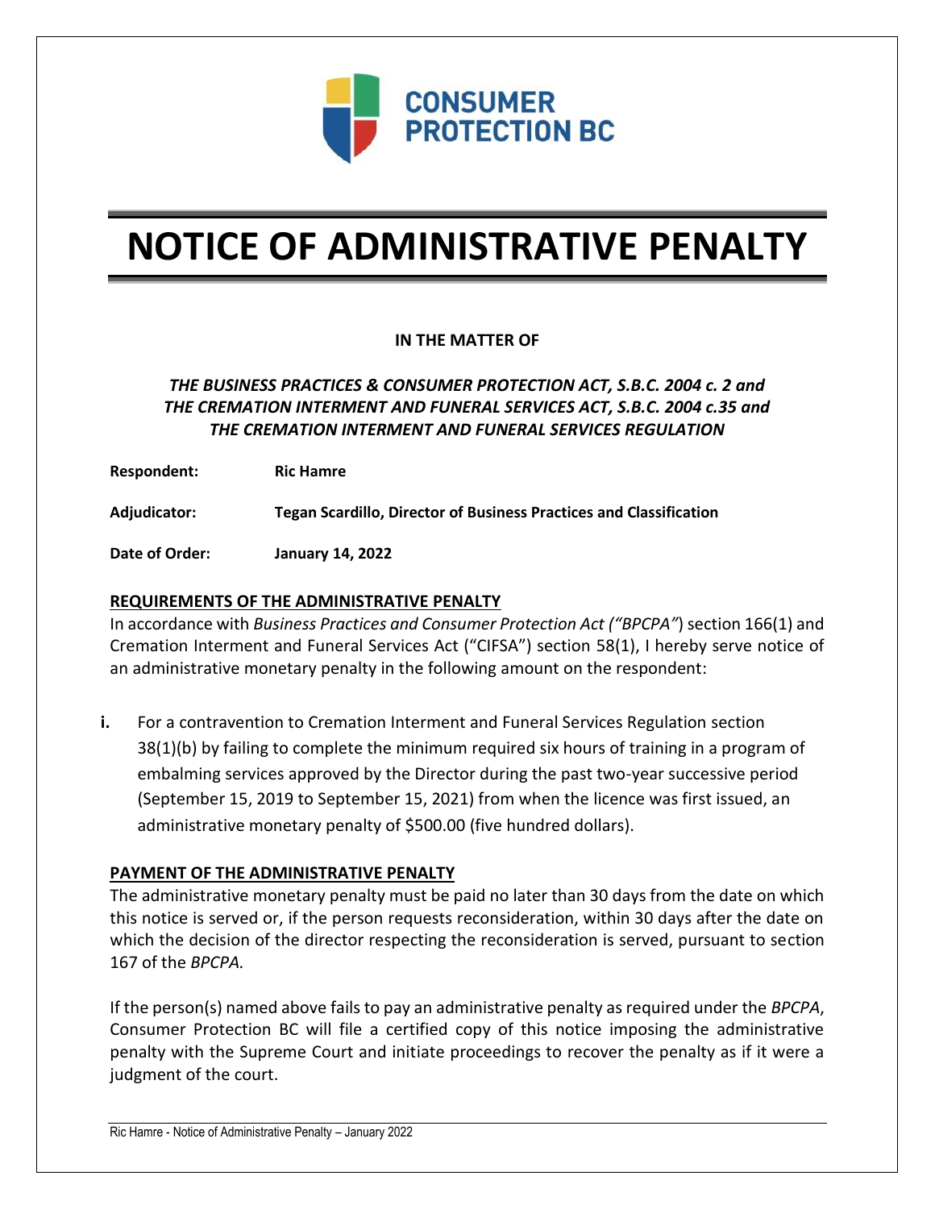CONSUMER PROTECTION BC

# NOTICE OF ADMINISTRATIVE PENALTY

**IN THE MATTER OF**

***THE BUSINESS PRACTICES & CONSUMER PROTECTION ACT, S.B.C. 2004 c. 2 and THE CREMATION INTERMENT AND FUNERAL SERVICES ACT, S.B.C. 2004 c.35 and THE CREMATION INTERMENT AND FUNERAL SERVICES REGULATION***

**Respondent:** **Ric Hamre**

**Adjudicator:** **Tegan Scardillo, Director of Business Practices and Classification**

**Date of Order:** **January 14, 2022**

## REQUIREMENTS OF THE ADMINISTRATIVE PENALTY

In accordance with *Business Practices and Consumer Protection Act ("BPCPA"*) section 166(1) and Cremation Interment and Funeral Services Act ("CIFSA") section 58(1), I hereby serve notice of an administrative monetary penalty in the following amount on the respondent:

**i.** For a contravention to Cremation Interment and Funeral Services Regulation section 38(1)(b) by failing to complete the minimum required six hours of training in a program of embalming services approved by the Director during the past two-year successive period (September 15, 2019 to September 15, 2021) from when the licence was first issued, an administrative monetary penalty of $500.00 (five hundred dollars).

## PAYMENT OF THE ADMINISTRATIVE PENALTY

The administrative monetary penalty must be paid no later than 30 days from the date on which this notice is served or, if the person requests reconsideration, within 30 days after the date on which the decision of the director respecting the reconsideration is served, pursuant to section 167 of the *BPCPA.*

If the person(s) named above fails to pay an administrative penalty as required under the *BPCPA*, Consumer Protection BC will file a certified copy of this notice imposing the administrative penalty with the Supreme Court and initiate proceedings to recover the penalty as if it were a judgment of the court.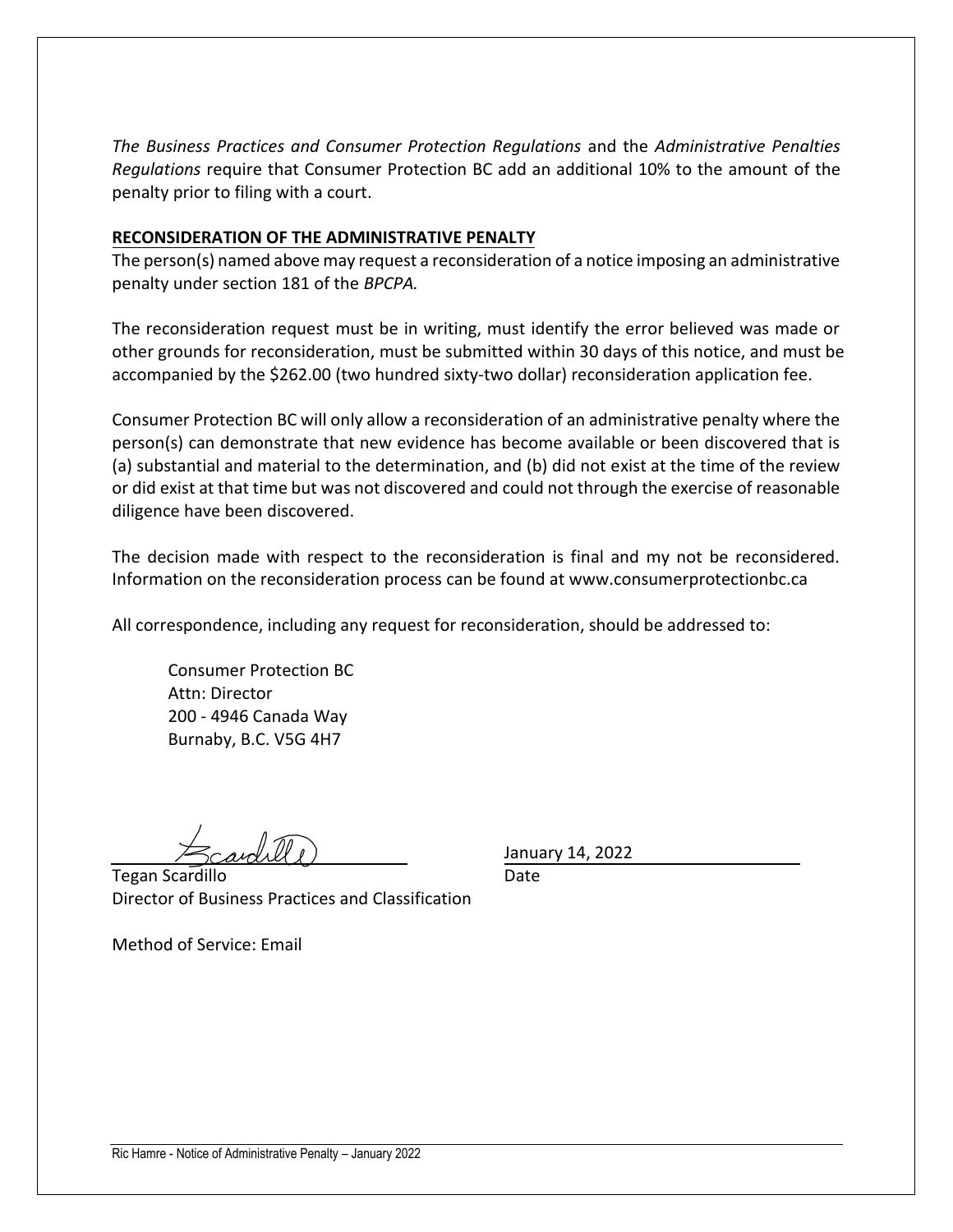*The Business Practices and Consumer Protection Regulations* and the *Administrative Penalties Regulations* require that Consumer Protection BC add an additional 10% to the amount of the penalty prior to filing with a court.

**RECONSIDERATION OF THE ADMINISTRATIVE PENALTY**

The person(s) named above may request a reconsideration of a notice imposing an administrative penalty under section 181 of the *BPCPA.*

The reconsideration request must be in writing, must identify the error believed was made or other grounds for reconsideration, must be submitted within 30 days of this notice, and must be accompanied by the $262.00 (two hundred sixty-two dollar) reconsideration application fee.

Consumer Protection BC will only allow a reconsideration of an administrative penalty where the person(s) can demonstrate that new evidence has become available or been discovered that is (a) substantial and material to the determination, and (b) did not exist at the time of the review or did exist at that time but was not discovered and could not through the exercise of reasonable diligence have been discovered.

The decision made with respect to the reconsideration is final and my not be reconsidered. Information on the reconsideration process can be found at www.consumerprotectionbc.ca

All correspondence, including any request for reconsideration, should be addressed to:

Consumer Protection BC
Attn: Director
200 - 4946 Canada Way
Burnaby, B.C. V5G 4H7

Tegan Scardillo
Director of Business Practices and Classification

January 14, 2022
Date

Method of Service: Email